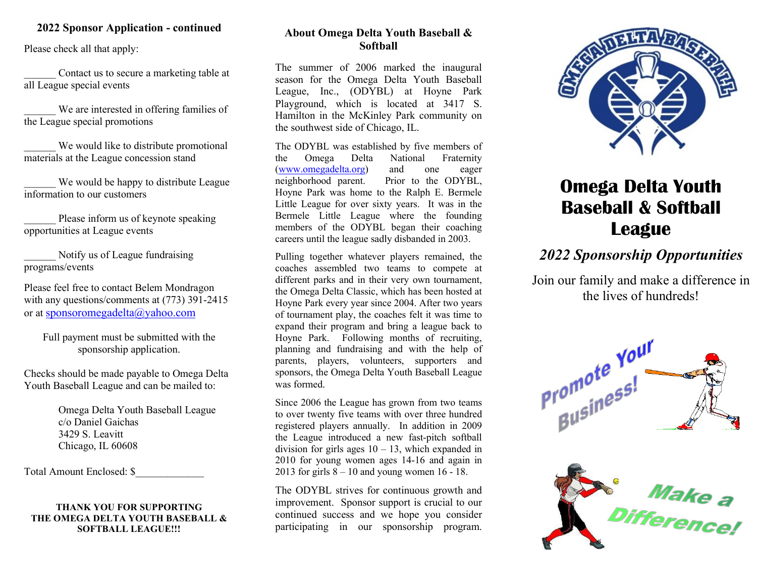## 2022 Sponsor Application - continued

Please check all that apply:

______ Contact us to secure a marketing table at all League special events

______ We are interested in offering families of the League special promotions

______ We would like to distribute promotional materials at the League concession stand

______ We would be happy to distribute League information to our customers

______ Please inform us of keynote speaking opportunities at League events

______ Notify us of League fundraising programs/events

Please feel free to contact Belem Mondragon with any questions/comments at (773) 391-2415 or at sponsoromegadelta@yahoo.com

Full payment must be submitted with the sponsorship application.

Checks should be made payable to Omega Delta Youth Baseball League and can be mailed to:

Omega Delta Youth Baseball League
c/o Daniel Gaichas
3429 S. Leavitt
Chicago, IL 60608

Total Amount Enclosed: $_____________

**THANK YOU FOR SUPPORTING THE OMEGA DELTA YOUTH BASEBALL & SOFTBALL LEAGUE!!!**

## About Omega Delta Youth Baseball & Softball

The summer of 2006 marked the inaugural season for the Omega Delta Youth Baseball League, Inc., (ODYBL) at Hoyne Park Playground, which is located at 3417 S. Hamilton in the McKinley Park community on the southwest side of Chicago, IL.

The ODYBL was established by five members of the Omega Delta National Fraternity (www.omegadelta.org) and one eager neighborhood parent. Prior to the ODYBL, Hoyne Park was home to the Ralph E. Bermele Little League for over sixty years. It was in the Bermele Little League where the founding members of the ODYBL began their coaching careers until the league sadly disbanded in 2003.

Pulling together whatever players remained, the coaches assembled two teams to compete at different parks and in their very own tournament, the Omega Delta Classic, which has been hosted at Hoyne Park every year since 2004. After two years of tournament play, the coaches felt it was time to expand their program and bring a league back to Hoyne Park. Following months of recruiting, planning and fundraising and with the help of parents, players, volunteers, supporters and sponsors, the Omega Delta Youth Baseball League was formed.

Since 2006 the League has grown from two teams to over twenty five teams with over three hundred registered players annually. In addition in 2009 the League introduced a new fast-pitch softball division for girls ages 10 – 13, which expanded in 2010 for young women ages 14-16 and again in 2013 for girls 8 – 10 and young women 16 - 18.

The ODYBL strives for continuous growth and improvement. Sponsor support is crucial to our continued success and we hope you consider participating in our sponsorship program.

# Omega Delta Youth Baseball & Softball League

## *2022 Sponsorship Opportunities*

Join our family and make a difference in the lives of hundreds!

Promote Your Business!

Make a Difference!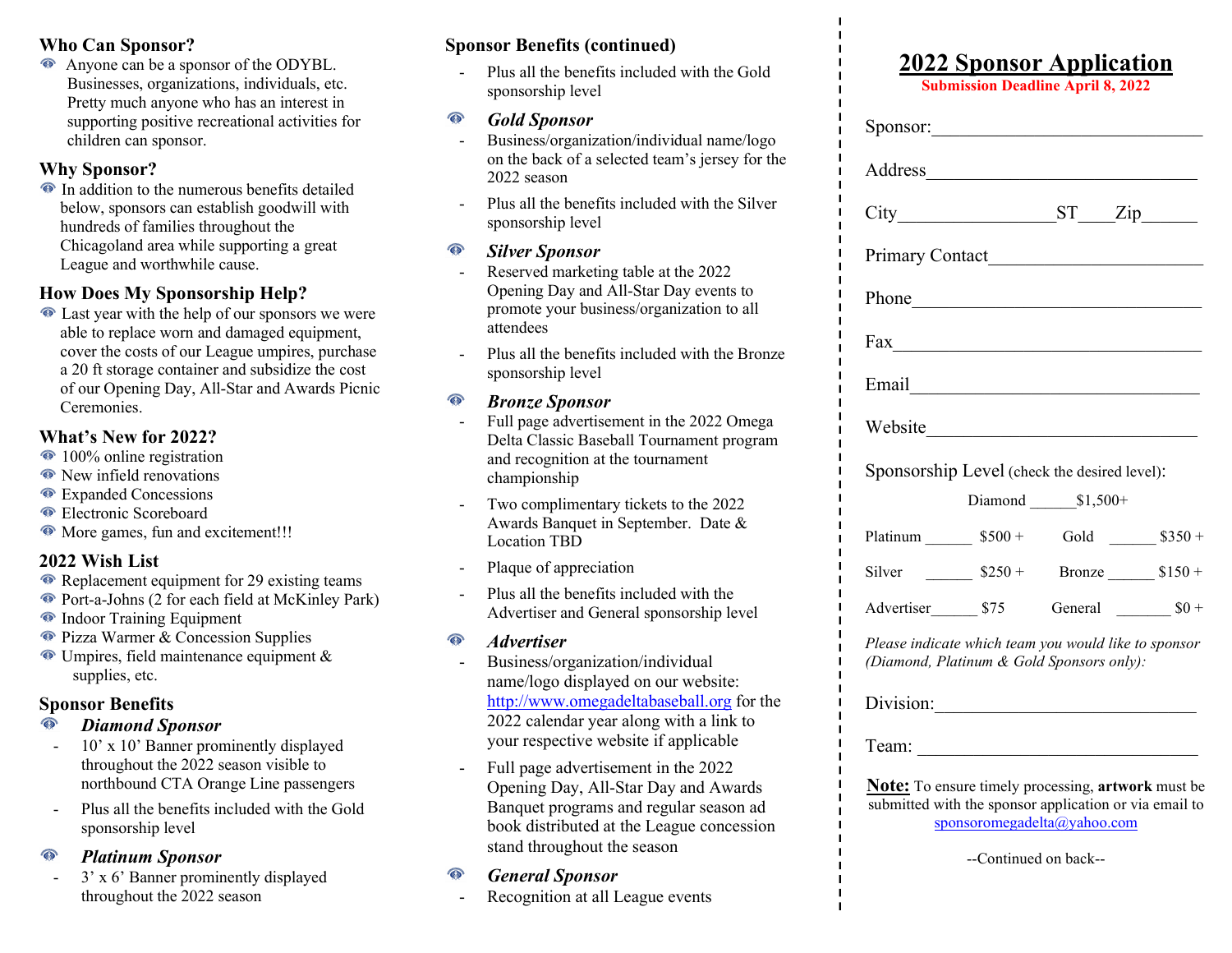## Who Can Sponsor?

- Anyone can be a sponsor of the ODYBL. Businesses, organizations, individuals, etc. Pretty much anyone who has an interest in supporting positive recreational activities for children can sponsor.

## Why Sponsor?

- In addition to the numerous benefits detailed below, sponsors can establish goodwill with hundreds of families throughout the Chicagoland area while supporting a great League and worthwhile cause.

## How Does My Sponsorship Help?

- Last year with the help of our sponsors we were able to replace worn and damaged equipment, cover the costs of our League umpires, purchase a 20 ft storage container and subsidize the cost of our Opening Day, All-Star and Awards Picnic Ceremonies.

## What's New for 2022?

- 100% online registration
- New infield renovations
- Expanded Concessions
- Electronic Scoreboard
- More games, fun and excitement!!!

## 2022 Wish List

- Replacement equipment for 29 existing teams
- Port-a-Johns (2 for each field at McKinley Park)
- Indoor Training Equipment
- Pizza Warmer & Concession Supplies
- Umpires, field maintenance equipment & supplies, etc.

## Sponsor Benefits

### *Diamond Sponsor*

- 10' x 10' Banner prominently displayed throughout the 2022 season visible to northbound CTA Orange Line passengers
- Plus all the benefits included with the Gold sponsorship level

### *Platinum Sponsor*

- 3' x 6' Banner prominently displayed throughout the 2022 season

## Sponsor Benefits (continued)

- Plus all the benefits included with the Gold sponsorship level

### *Gold Sponsor*

- Business/organization/individual name/logo on the back of a selected team's jersey for the 2022 season
- Plus all the benefits included with the Silver sponsorship level

### *Silver Sponsor*

- Reserved marketing table at the 2022 Opening Day and All-Star Day events to promote your business/organization to all attendees
- Plus all the benefits included with the Bronze sponsorship level

### *Bronze Sponsor*

- Full page advertisement in the 2022 Omega Delta Classic Baseball Tournament program and recognition at the tournament championship
- Two complimentary tickets to the 2022 Awards Banquet in September. Date & Location TBD
- Plaque of appreciation
- Plus all the benefits included with the Advertiser and General sponsorship level

### *Advertiser*

- Business/organization/individual name/logo displayed on our website: http://www.omegadeltabaseball.org for the 2022 calendar year along with a link to your respective website if applicable
- Full page advertisement in the 2022 Opening Day, All-Star Day and Awards Banquet programs and regular season ad book distributed at the League concession stand throughout the season

### *General Sponsor*

- Recognition at all League events

# 2022 Sponsor Application

**Submission Deadline April 8, 2022**

Sponsor:______________________________

Address_______________________________

City_________________ST____Zip______

Primary Contact_______________________

Phone_________________________________

Fax___________________________________

Email_________________________________

Website_______________________________

Sponsorship Level (check the desired level):

Diamond ______$1,500+

Platinum ______ $500 +     Gold ______ $350 +

Silver ______ $250 +     Bronze ______ $150 +

Advertiser______ $75     General _______ $0 +

*Please indicate which team you would like to sponsor (Diamond, Platinum & Gold Sponsors only):*

Division:_____________________________

Team: ________________________________

**Note:** To ensure timely processing, **artwork** must be submitted with the sponsor application or via email to sponsoromegadelta@yahoo.com

--Continued on back--